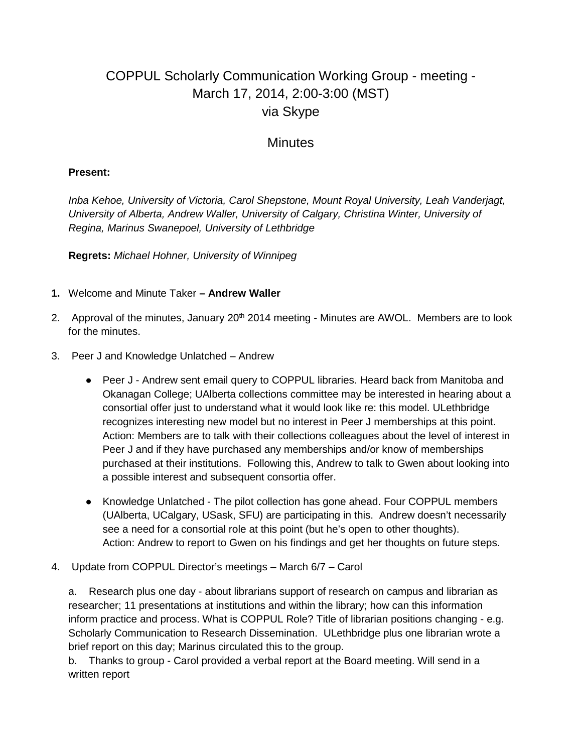# COPPUL Scholarly Communication Working Group - meeting - March 17, 2014, 2:00-3:00 (MST) via Skype

## Minutes

**Present:**

*Inba Kehoe, University of Victoria, Carol Shepstone, Mount Royal University, Leah Vanderjagt, University of Alberta, Andrew Waller, University of Calgary, Christina Winter, University of Regina, Marinus Swanepoel, University of Lethbridge*

**Regrets:** *Michael Hohner, University of Winnipeg*

1. Welcome and Minute Taker **– Andrew Waller**
2. Approval of the minutes, January 20th 2014 meeting - Minutes are AWOL. Members are to look for the minutes.
3. Peer J and Knowledge Unlatched – Andrew
   - Peer J - Andrew sent email query to COPPUL libraries. Heard back from Manitoba and Okanagan College; UAlberta collections committee may be interested in hearing about a consortial offer just to understand what it would look like re: this model. ULethbridge recognizes interesting new model but no interest in Peer J memberships at this point. Action: Members are to talk with their collections colleagues about the level of interest in Peer J and if they have purchased any memberships and/or know of memberships purchased at their institutions. Following this, Andrew to talk to Gwen about looking into a possible interest and subsequent consortia offer.
   - Knowledge Unlatched - The pilot collection has gone ahead. Four COPPUL members (UAlberta, UCalgary, USask, SFU) are participating in this. Andrew doesn't necessarily see a need for a consortial role at this point (but he's open to other thoughts). Action: Andrew to report to Gwen on his findings and get her thoughts on future steps.
4. Update from COPPUL Director's meetings – March 6/7 – Carol

   a. Research plus one day - about librarians support of research on campus and librarian as researcher; 11 presentations at institutions and within the library; how can this information inform practice and process. What is COPPUL Role? Title of librarian positions changing - e.g. Scholarly Communication to Research Dissemination. ULethbridge plus one librarian wrote a brief report on this day; Marinus circulated this to the group.

   b. Thanks to group - Carol provided a verbal report at the Board meeting. Will send in a written report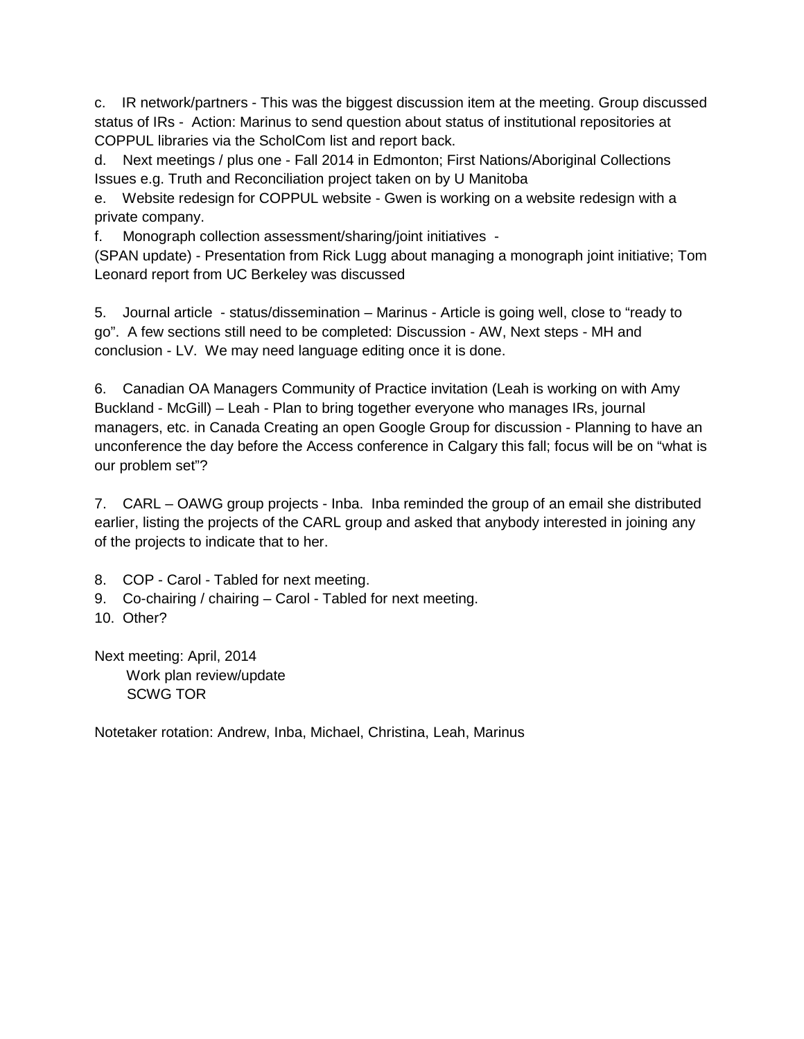c. IR network/partners - This was the biggest discussion item at the meeting. Group discussed status of IRs - Action: Marinus to send question about status of institutional repositories at COPPUL libraries via the ScholCom list and report back.

d. Next meetings / plus one - Fall 2014 in Edmonton; First Nations/Aboriginal Collections Issues e.g. Truth and Reconciliation project taken on by U Manitoba

e. Website redesign for COPPUL website - Gwen is working on a website redesign with a private company.

f. Monograph collection assessment/sharing/joint initiatives - (SPAN update) - Presentation from Rick Lugg about managing a monograph joint initiative; Tom Leonard report from UC Berkeley was discussed

5. Journal article - status/dissemination – Marinus - Article is going well, close to "ready to go". A few sections still need to be completed: Discussion - AW, Next steps - MH and conclusion - LV. We may need language editing once it is done.

6. Canadian OA Managers Community of Practice invitation (Leah is working on with Amy Buckland - McGill) – Leah - Plan to bring together everyone who manages IRs, journal managers, etc. in Canada Creating an open Google Group for discussion - Planning to have an unconference the day before the Access conference in Calgary this fall; focus will be on "what is our problem set"?

7. CARL – OAWG group projects - Inba. Inba reminded the group of an email she distributed earlier, listing the projects of the CARL group and asked that anybody interested in joining any of the projects to indicate that to her.

8. COP - Carol - Tabled for next meeting.
9. Co-chairing / chairing – Carol - Tabled for next meeting.
10. Other?

Next meeting: April, 2014
- Work plan review/update
- SCWG TOR

Notetaker rotation: Andrew, Inba, Michael, Christina, Leah, Marinus